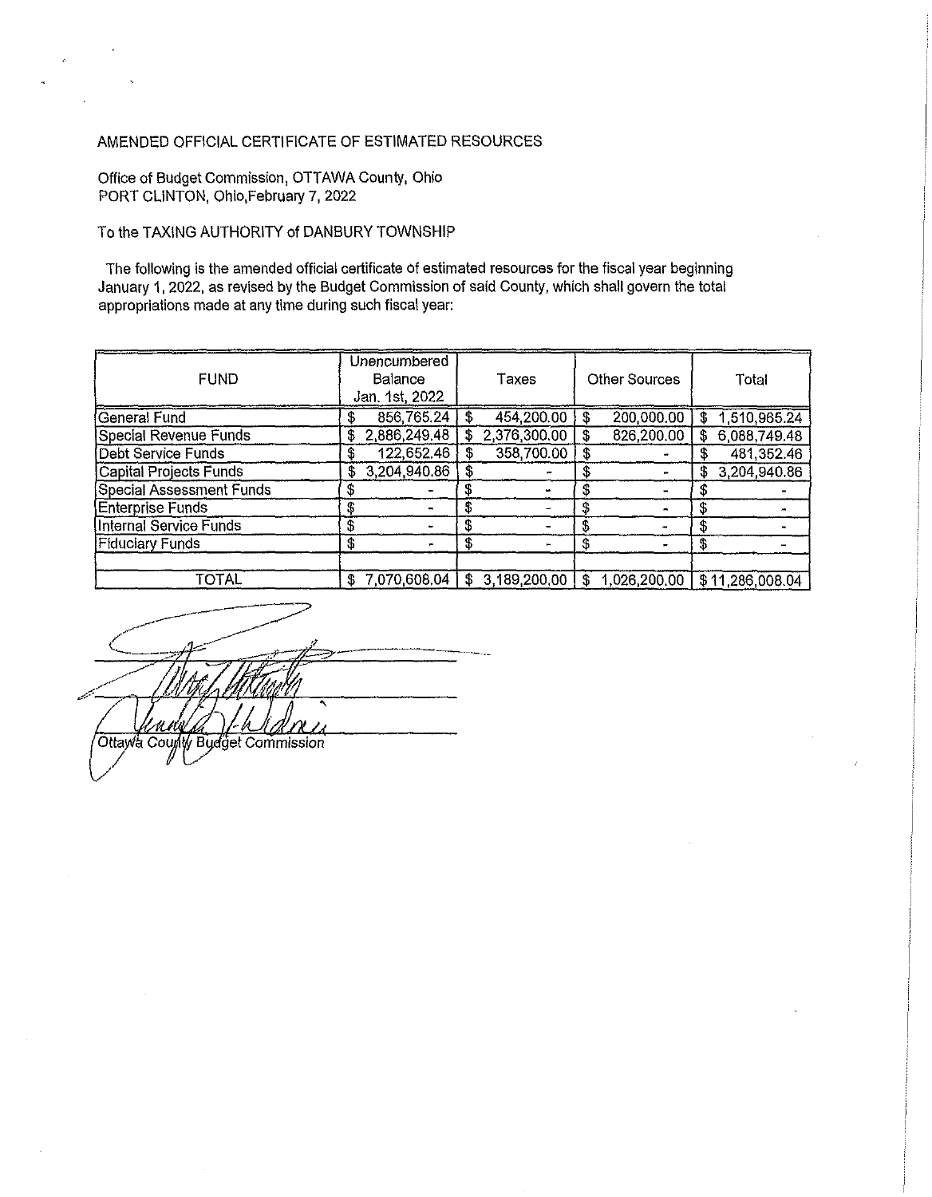AMENDED OFFICIAL CERTIFICATE OF ESTIMATED RESOURCES

Office of Budget Commission, OTTAWA County, Ohio
PORT CLINTON, Ohio,February 7, 2022

To the TAXING AUTHORITY of DANBURY TOWNSHIP

The following is the amended official certificate of estimated resources for the fiscal year beginning January 1, 2022, as revised by the Budget Commission of said County, which shall govern the total appropriations made at any time during such fiscal year:

| FUND | Unencumbered Balance Jan. 1st, 2022 | Taxes | Other Sources | Total |
|---|---|---|---|---|
| General Fund | $ 856,765.24 | $ 454,200.00 | $ 200,000.00 | $ 1,510,965.24 |
| Special Revenue Funds | $ 2,886,249.48 | $ 2,376,300.00 | $ 826,200.00 | $ 6,088,749.48 |
| Debt Service Funds | $ 122,652.46 | $ 358,700.00 | $ - | $ 481,352.46 |
| Capital Projects Funds | $ 3,204,940.86 | $ - | $ - | $ 3,204,940.86 |
| Special Assessment Funds | $ - | $ - | $ - | $ - |
| Enterprise Funds | $ - | $ - | $ - | $ - |
| Internal Service Funds | $ - | $ - | $ - | $ - |
| Fiduciary Funds | $ - | $ - | $ - | $ - |
| | | | | |
| TOTAL | $ 7,070,608.04 | $ 3,189,200.00 | $ 1,026,200.00 | $ 11,286,008.04 |

Ottawa County Budget Commission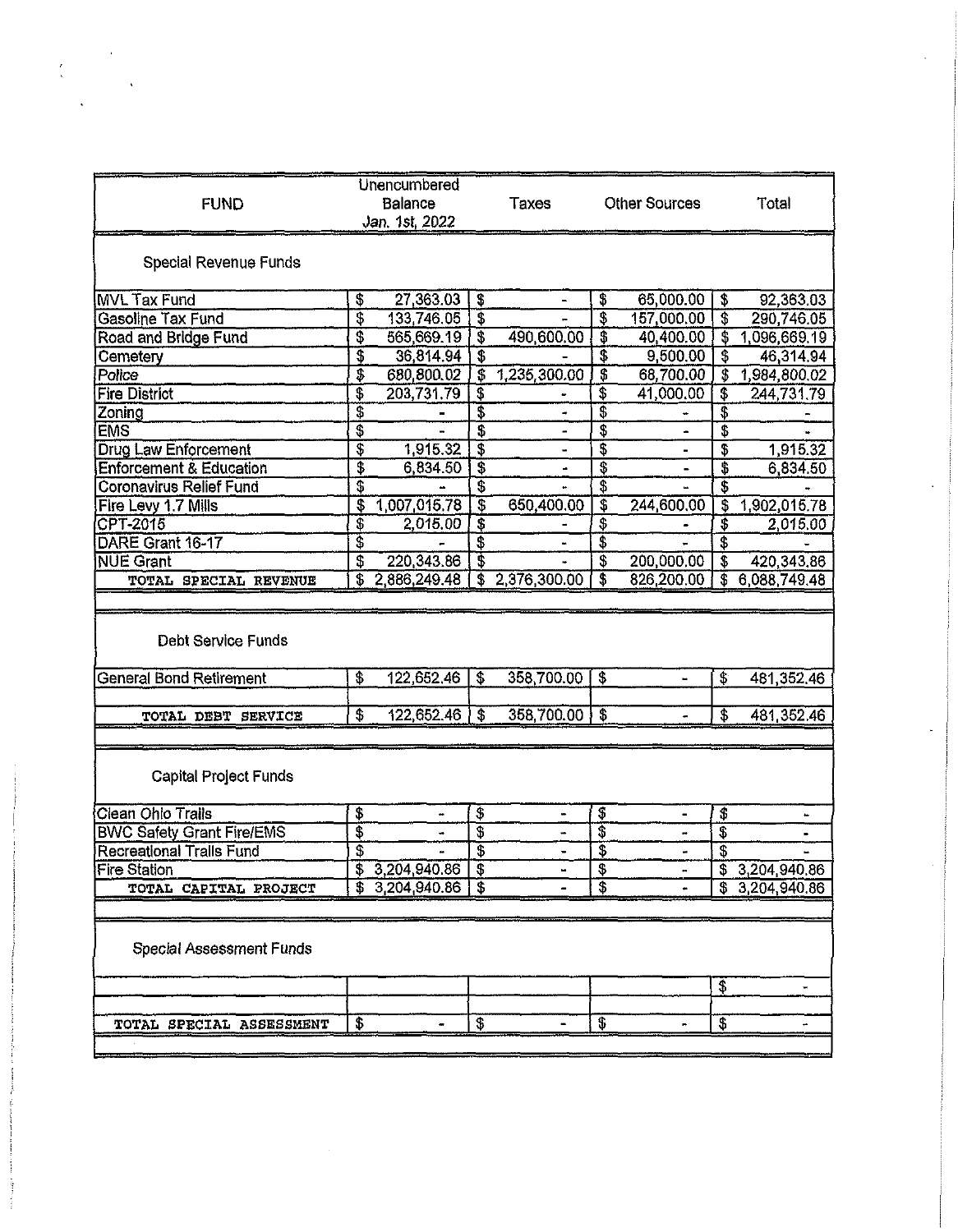| FUND | Unencumbered Balance *Jan. 1st, 2022* | Taxes | Other Sources | Total |
|---|---|---|---|---|
| **Special Revenue Funds** | | | | |
| MVL Tax Fund | $ 27,363.03 | $ - | $ 65,000.00 | $ 92,363.03 |
| Gasoline Tax Fund | $ 133,746.05 | $ - | $ 157,000.00 | $ 290,746.05 |
| Road and Bridge Fund | $ 565,669.19 | $ 490,600.00 | $ 40,400.00 | $ 1,096,669.19 |
| Cemetery | $ 36,814.94 | $ - | $ 9,500.00 | $ 46,314.94 |
| Police | $ 680,800.02 | $ 1,235,300.00 | $ 68,700.00 | $ 1,984,800.02 |
| Fire District | $ 203,731.79 | $ - | $ 41,000.00 | $ 244,731.79 |
| Zoning | $ - | $ - | $ - | $ - |
| EMS | $ - | $ - | $ - | $ - |
| Drug Law Enforcement | $ 1,915.32 | $ - | $ - | $ 1,915.32 |
| Enforcement & Education | $ 6,834.50 | $ - | $ - | $ 6,834.50 |
| Coronavirus Relief Fund | $ - | $ - | $ - | $ - |
| Fire Levy 1.7 Mills | $ 1,007,015.78 | $ 650,400.00 | $ 244,600.00 | $ 1,902,015.78 |
| CPT-2015 | $ 2,015.00 | $ - | $ - | $ 2,015.00 |
| DARE Grant 16-17 | $ - | $ - | $ - | $ - |
| NUE Grant | $ 220,343.86 | $ - | $ 200,000.00 | $ 420,343.86 |
| TOTAL SPECIAL REVENUE | $ 2,886,249.48 | $ 2,376,300.00 | $ 826,200.00 | $ 6,088,749.48 |
| **Debt Service Funds** | | | | |
| General Bond Retirement | $ 122,652.46 | $ 358,700.00 | $ - | $ 481,352.46 |
| TOTAL DEBT SERVICE | $ 122,652.46 | $ 358,700.00 | $ - | $ 481,352.46 |
| **Capital Project Funds** | | | | |
| Clean Ohio Trails | $ - | $ - | $ - | $ - |
| BWC Safety Grant Fire/EMS | $ - | $ - | $ - | $ - |
| Recreational Trails Fund | $ - | $ - | $ - | $ - |
| Fire Station | $ 3,204,940.86 | $ - | $ - | $ 3,204,940.86 |
| TOTAL CAPITAL PROJECT | $ 3,204,940.86 | $ - | $ - | $ 3,204,940.86 |
| **Special Assessment Funds** | | | | |
| | | | | $ - |
| TOTAL SPECIAL ASSESSMENT | $ - | $ - | $ - | $ - |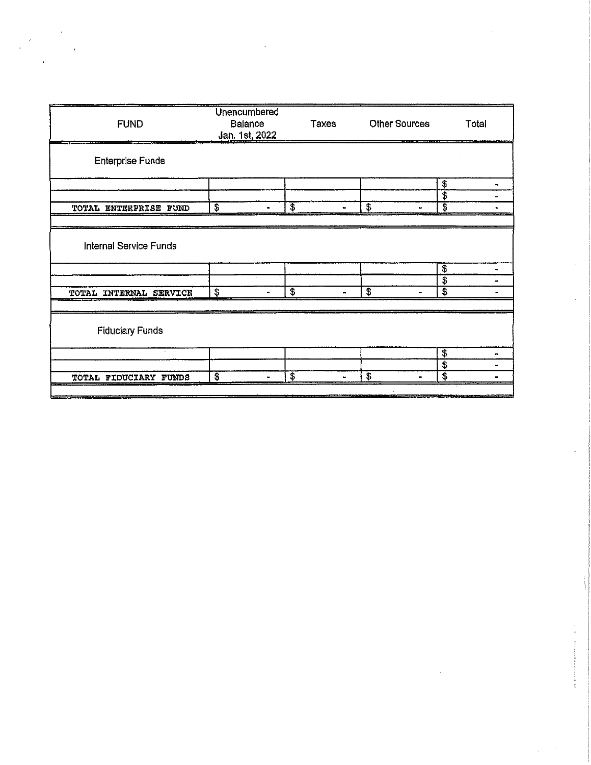| FUND | Unencumbered Balance Jan. 1st, 2022 | Taxes | Other Sources | Total |
|---|---|---|---|---|
| Enterprise Funds | | | | |
| | | | | $ - |
| | | | | $ - |
| TOTAL ENTERPRISE FUND | $ - | $ - | $ - | $ - |
| | | | | |
| Internal Service Funds | | | | |
| | | | | $ - |
| | | | | $ - |
| TOTAL INTERNAL SERVICE | $ - | $ - | $ - | $ - |
| | | | | |
| Fiduciary Funds | | | | |
| | | | | $ - |
| | | | | $ - |
| TOTAL FIDUCIARY FUNDS | $ - | $ - | $ - | $ - |
| | | | | |